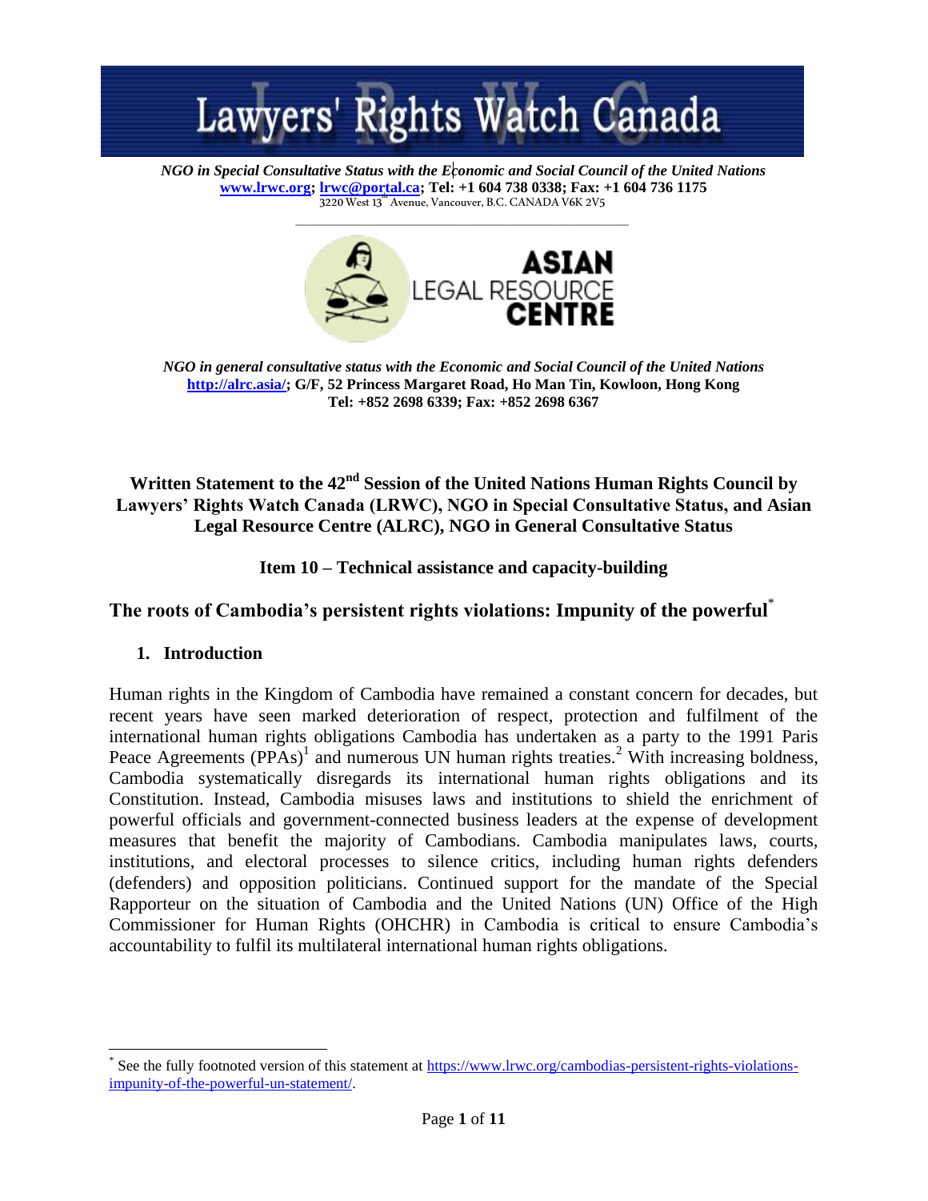# Lawyers' Rights Watch Canada

*NGO in Special Consultative Status with the Economic and Social Council of the United Nations*
**www.lrwc.org; lrwc@portal.ca; Tel: +1 604 738 0338; Fax: +1 604 736 1175**
3220 West 13th Avenue, Vancouver, B.C. CANADA V6K 2V5

# ASIAN LEGAL RESOURCE CENTRE

*NGO in general consultative status with the Economic and Social Council of the United Nations*
**http://alrc.asia/; G/F, 52 Princess Margaret Road, Ho Man Tin, Kowloon, Hong Kong**
**Tel: +852 2698 6339; Fax: +852 2698 6367**

**Written Statement to the 42nd Session of the United Nations Human Rights Council by Lawyers' Rights Watch Canada (LRWC), NGO in Special Consultative Status, and Asian Legal Resource Centre (ALRC), NGO in General Consultative Status**

**Item 10 – Technical assistance and capacity-building**

## The roots of Cambodia's persistent rights violations: Impunity of the powerful[*]

### 1. Introduction

Human rights in the Kingdom of Cambodia have remained a constant concern for decades, but recent years have seen marked deterioration of respect, protection and fulfilment of the international human rights obligations Cambodia has undertaken as a party to the 1991 Paris Peace Agreements (PPAs)[1] and numerous UN human rights treaties.[2] With increasing boldness, Cambodia systematically disregards its international human rights obligations and its Constitution. Instead, Cambodia misuses laws and institutions to shield the enrichment of powerful officials and government-connected business leaders at the expense of development measures that benefit the majority of Cambodians. Cambodia manipulates laws, courts, institutions, and electoral processes to silence critics, including human rights defenders (defenders) and opposition politicians. Continued support for the mandate of the Special Rapporteur on the situation of Cambodia and the United Nations (UN) Office of the High Commissioner for Human Rights (OHCHR) in Cambodia is critical to ensure Cambodia's accountability to fulfil its multilateral international human rights obligations.

---

[*] See the fully footnoted version of this statement at https://www.lrwc.org/cambodias-persistent-rights-violations-impunity-of-the-powerful-un-statement/.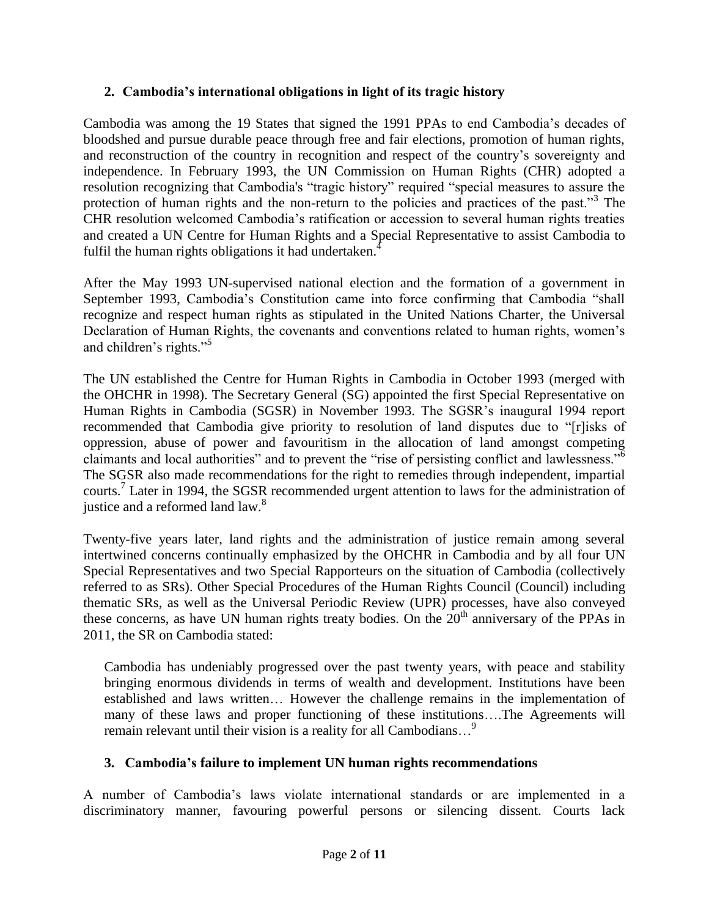## 2. Cambodia's international obligations in light of its tragic history

Cambodia was among the 19 States that signed the 1991 PPAs to end Cambodia's decades of bloodshed and pursue durable peace through free and fair elections, promotion of human rights, and reconstruction of the country in recognition and respect of the country's sovereignty and independence. In February 1993, the UN Commission on Human Rights (CHR) adopted a resolution recognizing that Cambodia's "tragic history" required "special measures to assure the protection of human rights and the non-return to the policies and practices of the past."[3] The CHR resolution welcomed Cambodia's ratification or accession to several human rights treaties and created a UN Centre for Human Rights and a Special Representative to assist Cambodia to fulfil the human rights obligations it had undertaken.[4]

After the May 1993 UN-supervised national election and the formation of a government in September 1993, Cambodia's Constitution came into force confirming that Cambodia "shall recognize and respect human rights as stipulated in the United Nations Charter, the Universal Declaration of Human Rights, the covenants and conventions related to human rights, women's and children's rights."[5]

The UN established the Centre for Human Rights in Cambodia in October 1993 (merged with the OHCHR in 1998). The Secretary General (SG) appointed the first Special Representative on Human Rights in Cambodia (SGSR) in November 1993. The SGSR's inaugural 1994 report recommended that Cambodia give priority to resolution of land disputes due to "[r]isks of oppression, abuse of power and favouritism in the allocation of land amongst competing claimants and local authorities" and to prevent the "rise of persisting conflict and lawlessness."[6] The SGSR also made recommendations for the right to remedies through independent, impartial courts.[7] Later in 1994, the SGSR recommended urgent attention to laws for the administration of justice and a reformed land law.[8]

Twenty-five years later, land rights and the administration of justice remain among several intertwined concerns continually emphasized by the OHCHR in Cambodia and by all four UN Special Representatives and two Special Rapporteurs on the situation of Cambodia (collectively referred to as SRs). Other Special Procedures of the Human Rights Council (Council) including thematic SRs, as well as the Universal Periodic Review (UPR) processes, have also conveyed these concerns, as have UN human rights treaty bodies. On the 20th anniversary of the PPAs in 2011, the SR on Cambodia stated:

> Cambodia has undeniably progressed over the past twenty years, with peace and stability bringing enormous dividends in terms of wealth and development. Institutions have been established and laws written… However the challenge remains in the implementation of many of these laws and proper functioning of these institutions….The Agreements will remain relevant until their vision is a reality for all Cambodians…[9]

## 3. Cambodia's failure to implement UN human rights recommendations

A number of Cambodia's laws violate international standards or are implemented in a discriminatory manner, favouring powerful persons or silencing dissent. Courts lack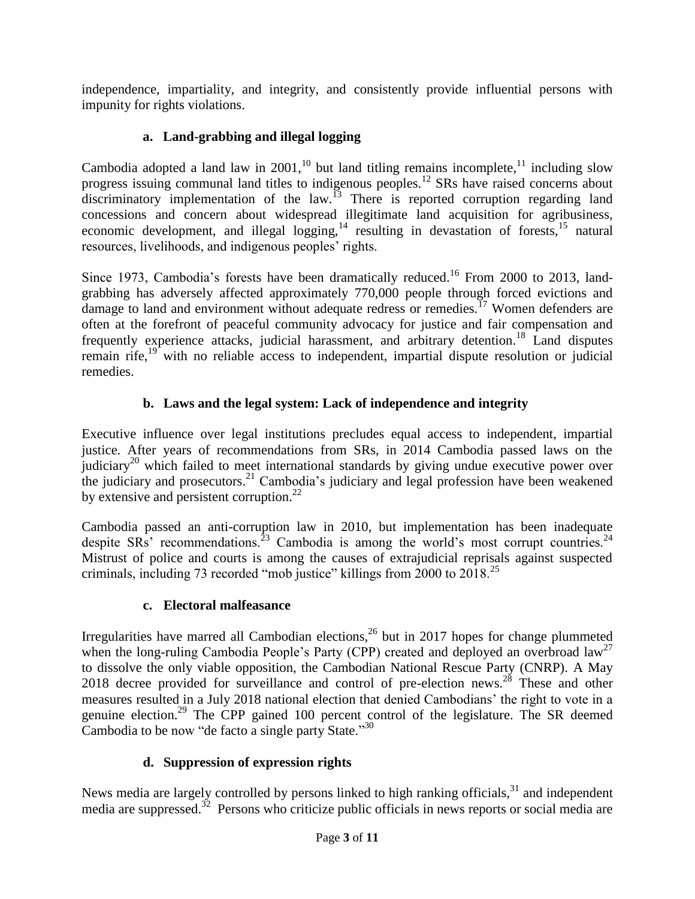independence, impartiality, and integrity, and consistently provide influential persons with impunity for rights violations.

### a. Land-grabbing and illegal logging

Cambodia adopted a land law in 2001,[10] but land titling remains incomplete,[11] including slow progress issuing communal land titles to indigenous peoples.[12] SRs have raised concerns about discriminatory implementation of the law.[13] There is reported corruption regarding land concessions and concern about widespread illegitimate land acquisition for agribusiness, economic development, and illegal logging,[14] resulting in devastation of forests,[15] natural resources, livelihoods, and indigenous peoples' rights.

Since 1973, Cambodia's forests have been dramatically reduced.[16] From 2000 to 2013, land-grabbing has adversely affected approximately 770,000 people through forced evictions and damage to land and environment without adequate redress or remedies.[17] Women defenders are often at the forefront of peaceful community advocacy for justice and fair compensation and frequently experience attacks, judicial harassment, and arbitrary detention.[18] Land disputes remain rife,[19] with no reliable access to independent, impartial dispute resolution or judicial remedies.

### b. Laws and the legal system: Lack of independence and integrity

Executive influence over legal institutions precludes equal access to independent, impartial justice. After years of recommendations from SRs, in 2014 Cambodia passed laws on the judiciary[20] which failed to meet international standards by giving undue executive power over the judiciary and prosecutors.[21] Cambodia's judiciary and legal profession have been weakened by extensive and persistent corruption.[22]

Cambodia passed an anti-corruption law in 2010, but implementation has been inadequate despite SRs' recommendations.[23] Cambodia is among the world's most corrupt countries.[24] Mistrust of police and courts is among the causes of extrajudicial reprisals against suspected criminals, including 73 recorded "mob justice" killings from 2000 to 2018.[25]

### c. Electoral malfeasance

Irregularities have marred all Cambodian elections,[26] but in 2017 hopes for change plummeted when the long-ruling Cambodia People's Party (CPP) created and deployed an overbroad law[27] to dissolve the only viable opposition, the Cambodian National Rescue Party (CNRP). A May 2018 decree provided for surveillance and control of pre-election news.[28] These and other measures resulted in a July 2018 national election that denied Cambodians' the right to vote in a genuine election.[29] The CPP gained 100 percent control of the legislature. The SR deemed Cambodia to be now "de facto a single party State."[30]

### d. Suppression of expression rights

News media are largely controlled by persons linked to high ranking officials,[31] and independent media are suppressed.[32] Persons who criticize public officials in news reports or social media are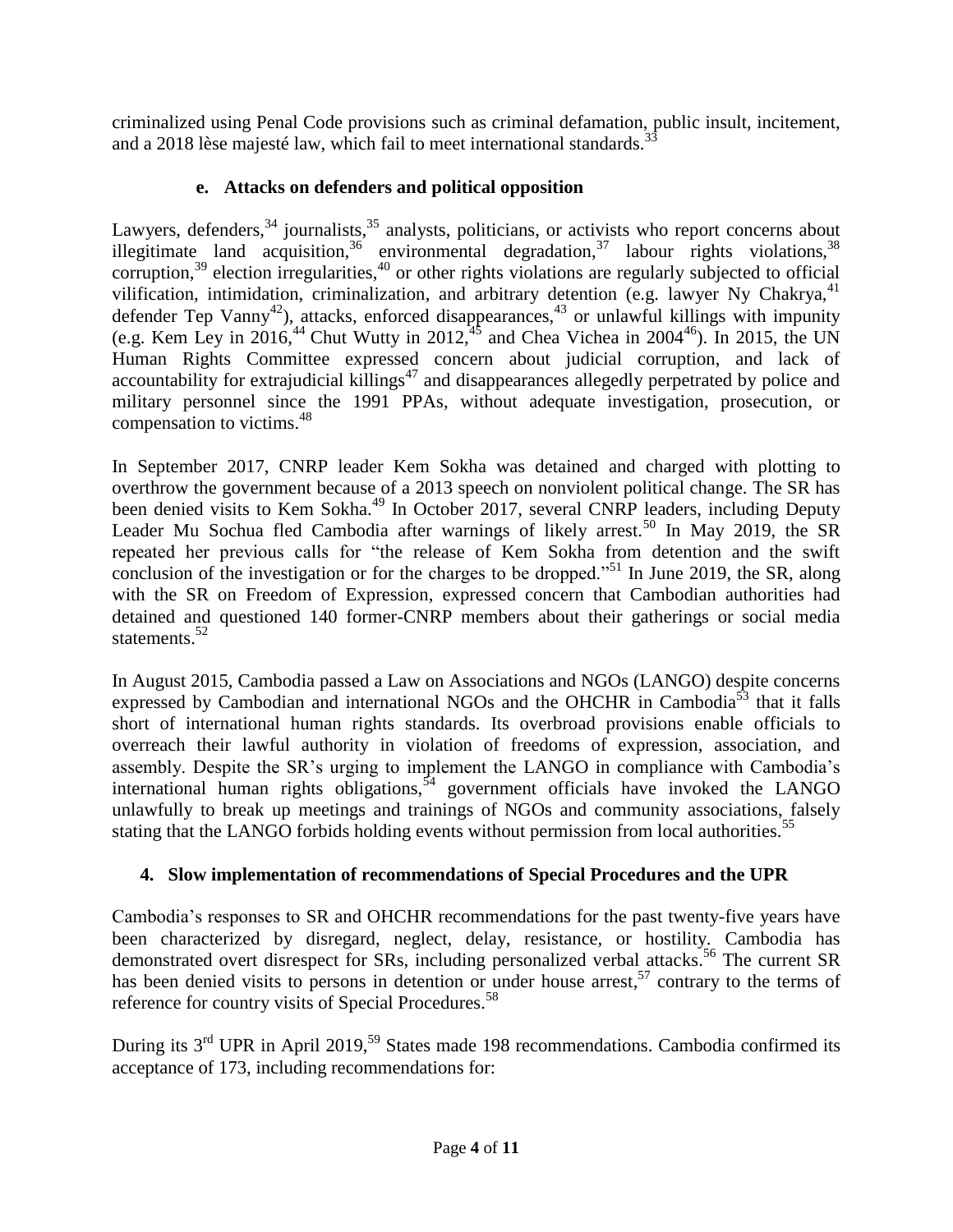criminalized using Penal Code provisions such as criminal defamation, public insult, incitement, and a 2018 lèse majesté law, which fail to meet international standards.[33]

### e. Attacks on defenders and political opposition

Lawyers, defenders,[34] journalists,[35] analysts, politicians, or activists who report concerns about illegitimate land acquisition,[36] environmental degradation,[37] labour rights violations,[38] corruption,[39] election irregularities,[40] or other rights violations are regularly subjected to official vilification, intimidation, criminalization, and arbitrary detention (e.g. lawyer Ny Chakrya,[41] defender Tep Vanny[42]), attacks, enforced disappearances,[43] or unlawful killings with impunity (e.g. Kem Ley in 2016,[44] Chut Wutty in 2012,[45] and Chea Vichea in 2004[46]). In 2015, the UN Human Rights Committee expressed concern about judicial corruption, and lack of accountability for extrajudicial killings[47] and disappearances allegedly perpetrated by police and military personnel since the 1991 PPAs, without adequate investigation, prosecution, or compensation to victims.[48]

In September 2017, CNRP leader Kem Sokha was detained and charged with plotting to overthrow the government because of a 2013 speech on nonviolent political change. The SR has been denied visits to Kem Sokha.[49] In October 2017, several CNRP leaders, including Deputy Leader Mu Sochua fled Cambodia after warnings of likely arrest.[50] In May 2019, the SR repeated her previous calls for "the release of Kem Sokha from detention and the swift conclusion of the investigation or for the charges to be dropped."[51] In June 2019, the SR, along with the SR on Freedom of Expression, expressed concern that Cambodian authorities had detained and questioned 140 former-CNRP members about their gatherings or social media statements.[52]

In August 2015, Cambodia passed a Law on Associations and NGOs (LANGO) despite concerns expressed by Cambodian and international NGOs and the OHCHR in Cambodia[53] that it falls short of international human rights standards. Its overbroad provisions enable officials to overreach their lawful authority in violation of freedoms of expression, association, and assembly. Despite the SR's urging to implement the LANGO in compliance with Cambodia's international human rights obligations,[54] government officials have invoked the LANGO unlawfully to break up meetings and trainings of NGOs and community associations, falsely stating that the LANGO forbids holding events without permission from local authorities.[55]

## 4. Slow implementation of recommendations of Special Procedures and the UPR

Cambodia's responses to SR and OHCHR recommendations for the past twenty-five years have been characterized by disregard, neglect, delay, resistance, or hostility. Cambodia has demonstrated overt disrespect for SRs, including personalized verbal attacks.[56] The current SR has been denied visits to persons in detention or under house arrest,[57] contrary to the terms of reference for country visits of Special Procedures.[58]

During its 3rd UPR in April 2019,[59] States made 198 recommendations. Cambodia confirmed its acceptance of 173, including recommendations for: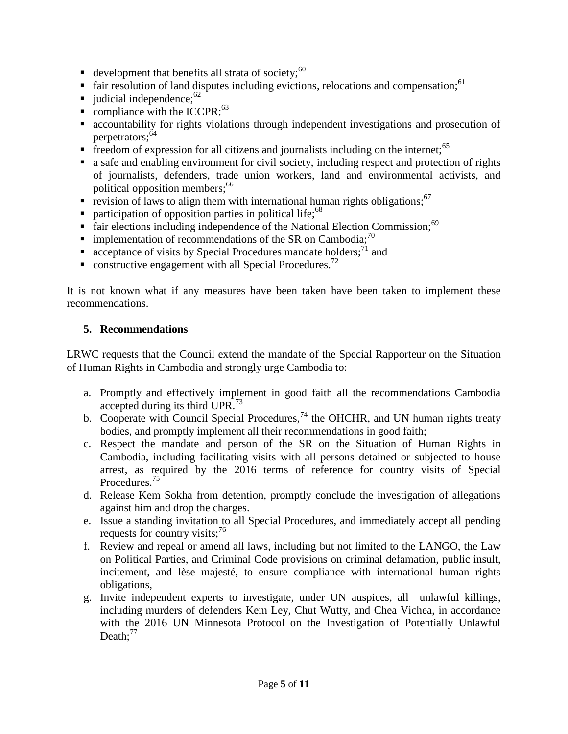- development that benefits all strata of society;[60]
- fair resolution of land disputes including evictions, relocations and compensation;[61]
- judicial independence;[62]
- compliance with the ICCPR;[63]
- accountability for rights violations through independent investigations and prosecution of perpetrators;[64]
- freedom of expression for all citizens and journalists including on the internet;[65]
- a safe and enabling environment for civil society, including respect and protection of rights of journalists, defenders, trade union workers, land and environmental activists, and political opposition members;[66]
- revision of laws to align them with international human rights obligations;[67]
- participation of opposition parties in political life;[68]
- fair elections including independence of the National Election Commission;[69]
- implementation of recommendations of the SR on Cambodia;[70]
- acceptance of visits by Special Procedures mandate holders;[71] and
- constructive engagement with all Special Procedures.[72]

It is not known what if any measures have been taken have been taken to implement these recommendations.

## 5. Recommendations

LRWC requests that the Council extend the mandate of the Special Rapporteur on the Situation of Human Rights in Cambodia and strongly urge Cambodia to:

a. Promptly and effectively implement in good faith all the recommendations Cambodia accepted during its third UPR.[73]
b. Cooperate with Council Special Procedures,[74] the OHCHR, and UN human rights treaty bodies, and promptly implement all their recommendations in good faith;
c. Respect the mandate and person of the SR on the Situation of Human Rights in Cambodia, including facilitating visits with all persons detained or subjected to house arrest, as required by the 2016 terms of reference for country visits of Special Procedures.[75]
d. Release Kem Sokha from detention, promptly conclude the investigation of allegations against him and drop the charges.
e. Issue a standing invitation to all Special Procedures, and immediately accept all pending requests for country visits;[76]
f. Review and repeal or amend all laws, including but not limited to the LANGO, the Law on Political Parties, and Criminal Code provisions on criminal defamation, public insult, incitement, and lèse majesté, to ensure compliance with international human rights obligations,
g. Invite independent experts to investigate, under UN auspices, all unlawful killings, including murders of defenders Kem Ley, Chut Wutty, and Chea Vichea, in accordance with the 2016 UN Minnesota Protocol on the Investigation of Potentially Unlawful Death;[77]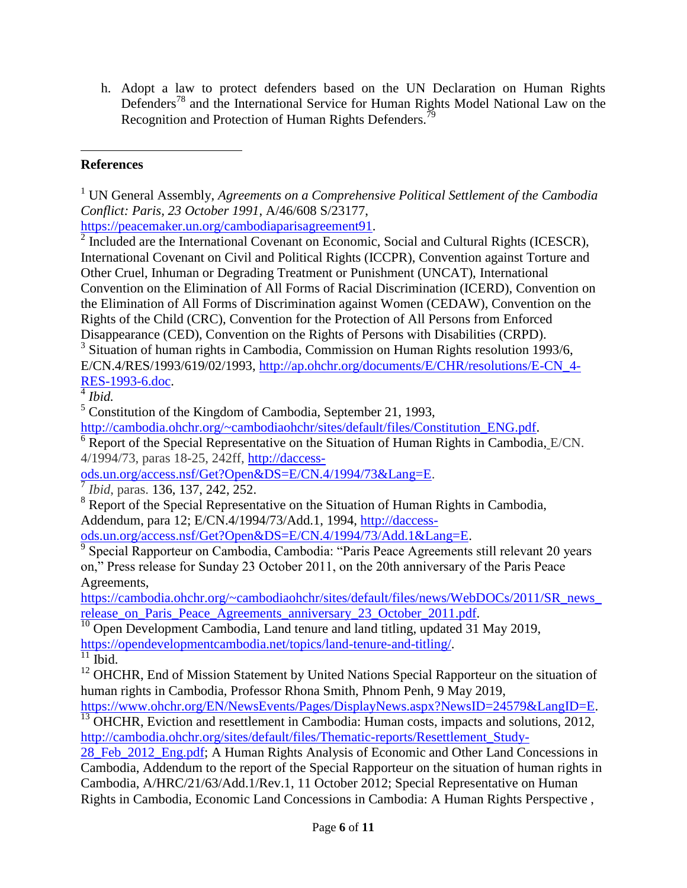h. Adopt a law to protect defenders based on the UN Declaration on Human Rights Defenders[78] and the International Service for Human Rights Model National Law on the Recognition and Protection of Human Rights Defenders.[79]

---

**References**

[1] UN General Assembly, *Agreements on a Comprehensive Political Settlement of the Cambodia Conflict: Paris, 23 October 1991*, A/46/608 S/23177, https://peacemaker.un.org/cambodiaparisagreement91.

[2] Included are the International Covenant on Economic, Social and Cultural Rights (ICESCR), International Covenant on Civil and Political Rights (ICCPR), Convention against Torture and Other Cruel, Inhuman or Degrading Treatment or Punishment (UNCAT), International Convention on the Elimination of All Forms of Racial Discrimination (ICERD), Convention on the Elimination of All Forms of Discrimination against Women (CEDAW), Convention on the Rights of the Child (CRC), Convention for the Protection of All Persons from Enforced Disappearance (CED), Convention on the Rights of Persons with Disabilities (CRPD).

[3] Situation of human rights in Cambodia, Commission on Human Rights resolution 1993/6, E/CN.4/RES/1993/619/02/1993, http://ap.ohchr.org/documents/E/CHR/resolutions/E-CN_4-RES-1993-6.doc.

[4] *Ibid.*

[5] Constitution of the Kingdom of Cambodia, September 21, 1993, http://cambodia.ohchr.org/~cambodiaohchr/sites/default/files/Constitution_ENG.pdf.

[6] Report of the Special Representative on the Situation of Human Rights in Cambodia, E/CN. 4/1994/73, paras 18-25, 242ff, http://daccess-ods.un.org/access.nsf/Get?Open&DS=E/CN.4/1994/73&Lang=E.

[7] *Ibid*, paras. 136, 137, 242, 252.

[8] Report of the Special Representative on the Situation of Human Rights in Cambodia, Addendum, para 12; E/CN.4/1994/73/Add.1, 1994, http://daccess-ods.un.org/access.nsf/Get?Open&DS=E/CN.4/1994/73/Add.1&Lang=E.

[9] Special Rapporteur on Cambodia, Cambodia: "Paris Peace Agreements still relevant 20 years on," Press release for Sunday 23 October 2011, on the 20th anniversary of the Paris Peace Agreements, https://cambodia.ohchr.org/~cambodiaohchr/sites/default/files/news/WebDOCs/2011/SR_news_release_on_Paris_Peace_Agreements_anniversary_23_October_2011.pdf.

[10] Open Development Cambodia, Land tenure and land titling, updated 31 May 2019, https://opendevelopmentcambodia.net/topics/land-tenure-and-titling/.

[11] Ibid.

[12] OHCHR, End of Mission Statement by United Nations Special Rapporteur on the situation of human rights in Cambodia, Professor Rhona Smith, Phnom Penh, 9 May 2019, https://www.ohchr.org/EN/NewsEvents/Pages/DisplayNews.aspx?NewsID=24579&LangID=E.

[13] OHCHR, Eviction and resettlement in Cambodia: Human costs, impacts and solutions, 2012, http://cambodia.ohchr.org/sites/default/files/Thematic-reports/Resettlement_Study-28_Feb_2012_Eng.pdf; A Human Rights Analysis of Economic and Other Land Concessions in Cambodia, Addendum to the report of the Special Rapporteur on the situation of human rights in Cambodia, A/HRC/21/63/Add.1/Rev.1, 11 October 2012; Special Representative on Human Rights in Cambodia, Economic Land Concessions in Cambodia: A Human Rights Perspective ,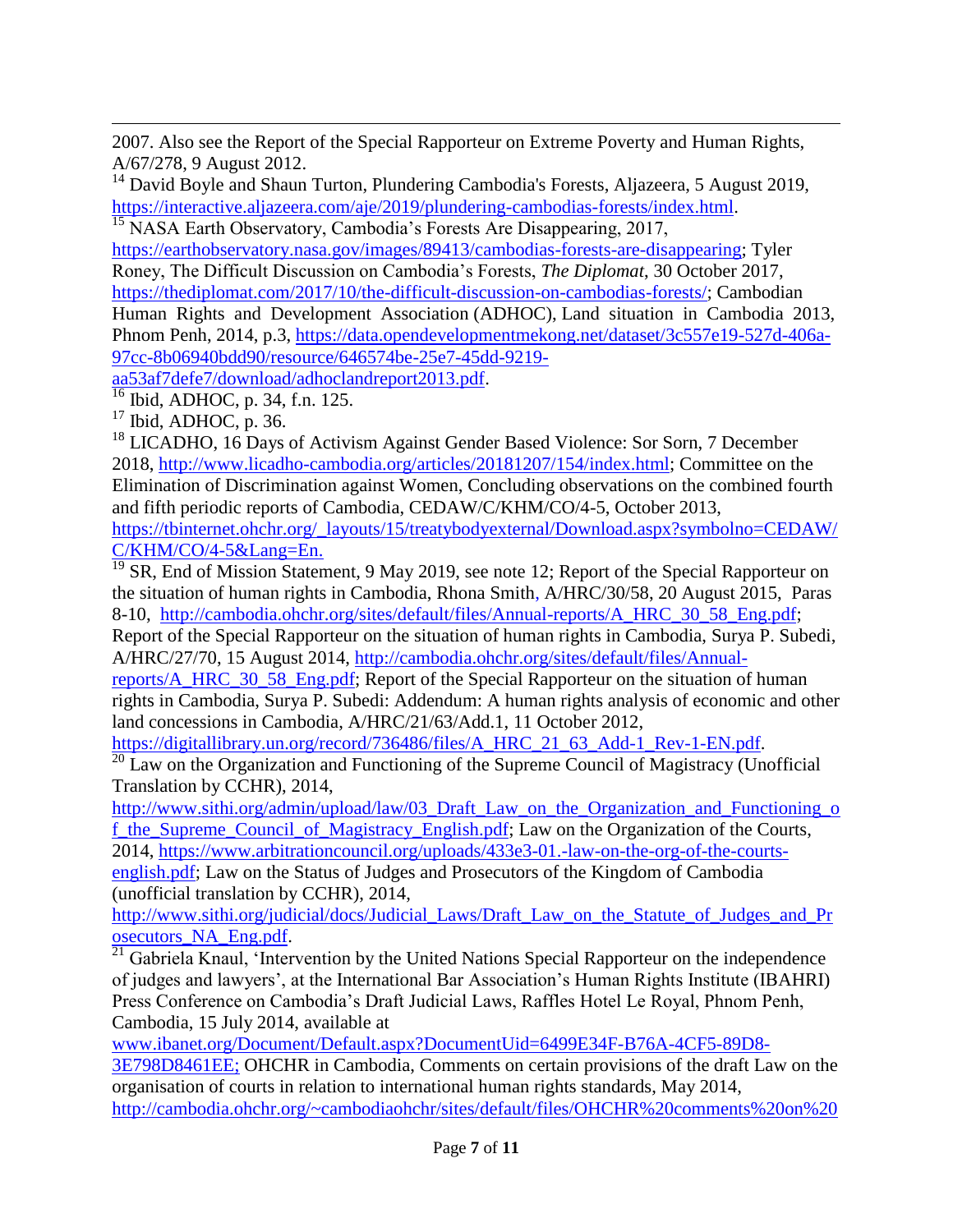2007. Also see the Report of the Special Rapporteur on Extreme Poverty and Human Rights, A/67/278, 9 August 2012.

[14] David Boyle and Shaun Turton, Plundering Cambodia's Forests, Aljazeera, 5 August 2019, https://interactive.aljazeera.com/aje/2019/plundering-cambodias-forests/index.html.

[15] NASA Earth Observatory, Cambodia's Forests Are Disappearing, 2017, https://earthobservatory.nasa.gov/images/89413/cambodias-forests-are-disappearing; Tyler Roney, The Difficult Discussion on Cambodia's Forests, *The Diplomat*, 30 October 2017, https://thediplomat.com/2017/10/the-difficult-discussion-on-cambodias-forests/; Cambodian Human Rights and Development Association (ADHOC), Land situation in Cambodia 2013, Phnom Penh, 2014, p.3, https://data.opendevelopmentmekong.net/dataset/3c557e19-527d-406a-97cc-8b06940bdd90/resource/646574be-25e7-45dd-9219-aa53af7defe7/download/adhoclandreport2013.pdf.

[16] Ibid, ADHOC, p. 34, f.n. 125.

[17] Ibid, ADHOC, p. 36.

[18] LICADHO, 16 Days of Activism Against Gender Based Violence: Sor Sorn, 7 December 2018, http://www.licadho-cambodia.org/articles/20181207/154/index.html; Committee on the Elimination of Discrimination against Women, Concluding observations on the combined fourth and fifth periodic reports of Cambodia, CEDAW/C/KHM/CO/4-5, October 2013, https://tbinternet.ohchr.org/_layouts/15/treatybodyexternal/Download.aspx?symbolno=CEDAW/C/KHM/CO/4-5&Lang=En.

[19] SR, End of Mission Statement, 9 May 2019, see note 12; Report of the Special Rapporteur on the situation of human rights in Cambodia, Rhona Smith, A/HRC/30/58, 20 August 2015, Paras 8-10, http://cambodia.ohchr.org/sites/default/files/Annual-reports/A_HRC_30_58_Eng.pdf; Report of the Special Rapporteur on the situation of human rights in Cambodia, Surya P. Subedi, A/HRC/27/70, 15 August 2014, http://cambodia.ohchr.org/sites/default/files/Annual-reports/A_HRC_30_58_Eng.pdf; Report of the Special Rapporteur on the situation of human rights in Cambodia, Surya P. Subedi: Addendum: A human rights analysis of economic and other land concessions in Cambodia, A/HRC/21/63/Add.1, 11 October 2012, https://digitallibrary.un.org/record/736486/files/A_HRC_21_63_Add-1_Rev-1-EN.pdf.

[20] Law on the Organization and Functioning of the Supreme Council of Magistracy (Unofficial Translation by CCHR), 2014, http://www.sithi.org/admin/upload/law/03_Draft_Law_on_the_Organization_and_Functioning_of_the_Supreme_Council_of_Magistracy_English.pdf; Law on the Organization of the Courts, 2014, https://www.arbitrationcouncil.org/uploads/433e3-01.-law-on-the-org-of-the-courts-english.pdf; Law on the Status of Judges and Prosecutors of the Kingdom of Cambodia (unofficial translation by CCHR), 2014, http://www.sithi.org/judicial/docs/Judicial_Laws/Draft_Law_on_the_Statute_of_Judges_and_Prosecutors_NA_Eng.pdf.

[21] Gabriela Knaul, 'Intervention by the United Nations Special Rapporteur on the independence of judges and lawyers', at the International Bar Association's Human Rights Institute (IBAHRI) Press Conference on Cambodia's Draft Judicial Laws, Raffles Hotel Le Royal, Phnom Penh, Cambodia, 15 July 2014, available at www.ibanet.org/Document/Default.aspx?DocumentUid=6499E34F-B76A-4CF5-89D8-3E798D8461EE; OHCHR in Cambodia, Comments on certain provisions of the draft Law on the organisation of courts in relation to international human rights standards, May 2014, http://cambodia.ohchr.org/~cambodiaohchr/sites/default/files/OHCHR%20comments%20on%20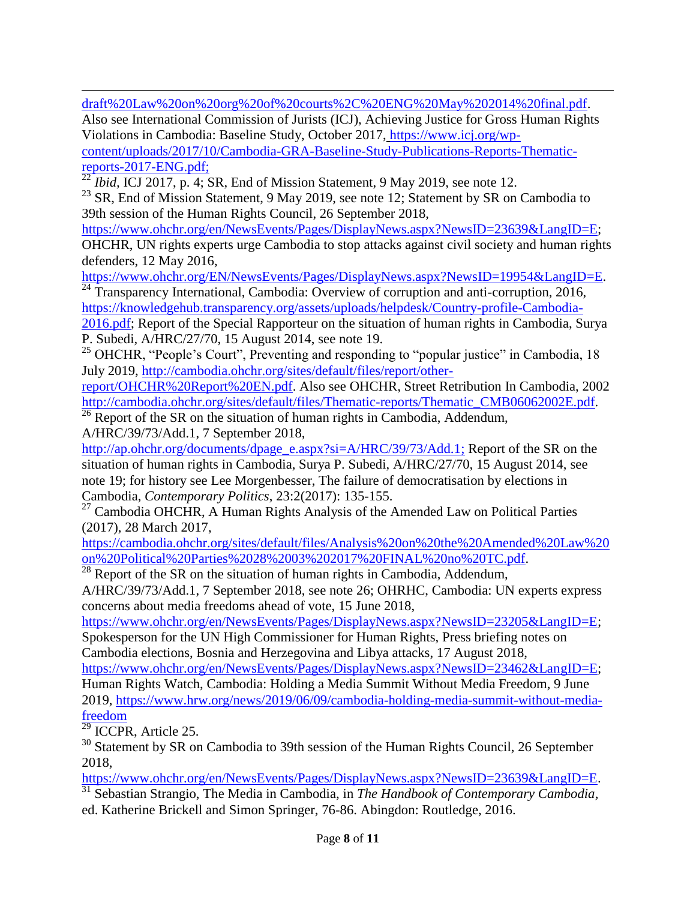draft%20Law%20on%20org%20of%20courts%2C%20ENG%20May%202014%20final.pdf. Also see International Commission of Jurists (ICJ), Achieving Justice for Gross Human Rights Violations in Cambodia: Baseline Study, October 2017, https://www.icj.org/wp-content/uploads/2017/10/Cambodia-GRA-Baseline-Study-Publications-Reports-Thematic-reports-2017-ENG.pdf;

[22] *Ibid,* ICJ 2017, p. 4; SR, End of Mission Statement, 9 May 2019, see note 12.

[23] SR, End of Mission Statement, 9 May 2019, see note 12; Statement by SR on Cambodia to 39th session of the Human Rights Council, 26 September 2018, https://www.ohchr.org/en/NewsEvents/Pages/DisplayNews.aspx?NewsID=23639&LangID=E; OHCHR, UN rights experts urge Cambodia to stop attacks against civil society and human rights defenders, 12 May 2016, https://www.ohchr.org/EN/NewsEvents/Pages/DisplayNews.aspx?NewsID=19954&LangID=E.

[24] Transparency International, Cambodia: Overview of corruption and anti-corruption, 2016, https://knowledgehub.transparency.org/assets/uploads/helpdesk/Country-profile-Cambodia-2016.pdf; Report of the Special Rapporteur on the situation of human rights in Cambodia, Surya P. Subedi, A/HRC/27/70, 15 August 2014, see note 19.

[25] OHCHR, "People's Court", Preventing and responding to "popular justice" in Cambodia, 18 July 2019, http://cambodia.ohchr.org/sites/default/files/report/other-report/OHCHR%20Report%20EN.pdf. Also see OHCHR, Street Retribution In Cambodia, 2002 http://cambodia.ohchr.org/sites/default/files/Thematic-reports/Thematic_CMB06062002E.pdf.

[26] Report of the SR on the situation of human rights in Cambodia, Addendum, A/HRC/39/73/Add.1, 7 September 2018, http://ap.ohchr.org/documents/dpage_e.aspx?si=A/HRC/39/73/Add.1; Report of the SR on the situation of human rights in Cambodia, Surya P. Subedi, A/HRC/27/70, 15 August 2014, see note 19; for history see Lee Morgenbesser, The failure of democratisation by elections in Cambodia, *Contemporary Politics*, 23:2(2017): 135-155.

[27] Cambodia OHCHR, A Human Rights Analysis of the Amended Law on Political Parties (2017), 28 March 2017, https://cambodia.ohchr.org/sites/default/files/Analysis%20on%20the%20Amended%20Law%20on%20Political%20Parties%2028%2003%202017%20FINAL%20no%20TC.pdf.

[28] Report of the SR on the situation of human rights in Cambodia, Addendum, A/HRC/39/73/Add.1, 7 September 2018, see note 26; OHRHC, Cambodia: UN experts express concerns about media freedoms ahead of vote, 15 June 2018, https://www.ohchr.org/en/NewsEvents/Pages/DisplayNews.aspx?NewsID=23205&LangID=E; Spokesperson for the UN High Commissioner for Human Rights, Press briefing notes on Cambodia elections, Bosnia and Herzegovina and Libya attacks, 17 August 2018, https://www.ohchr.org/en/NewsEvents/Pages/DisplayNews.aspx?NewsID=23462&LangID=E; Human Rights Watch, Cambodia: Holding a Media Summit Without Media Freedom, 9 June 2019, https://www.hrw.org/news/2019/06/09/cambodia-holding-media-summit-without-media-freedom

[29] ICCPR, Article 25.

[30] Statement by SR on Cambodia to 39th session of the Human Rights Council, 26 September 2018, https://www.ohchr.org/en/NewsEvents/Pages/DisplayNews.aspx?NewsID=23639&LangID=E.

[31] Sebastian Strangio, The Media in Cambodia, in *The Handbook of Contemporary Cambodia*, ed. Katherine Brickell and Simon Springer, 76-86. Abingdon: Routledge, 2016.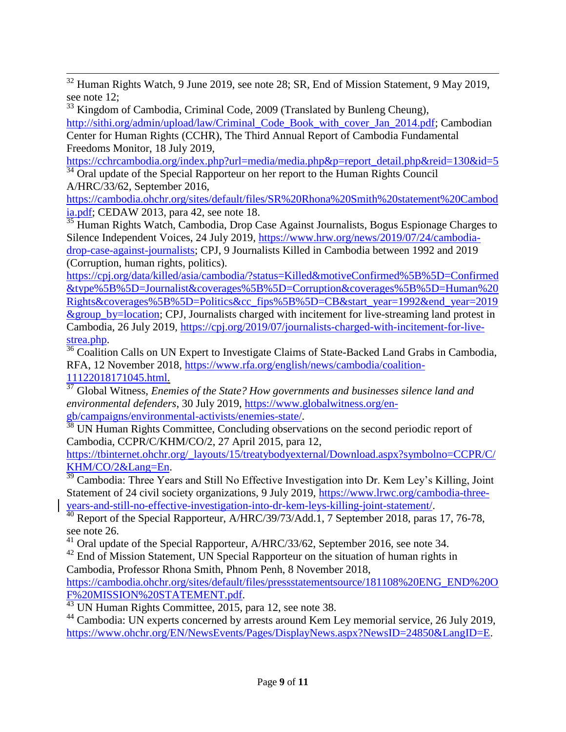[32] Human Rights Watch, 9 June 2019, see note 28; SR, End of Mission Statement, 9 May 2019, see note 12;

[33] Kingdom of Cambodia, Criminal Code, 2009 (Translated by Bunleng Cheung), http://sithi.org/admin/upload/law/Criminal_Code_Book_with_cover_Jan_2014.pdf; Cambodian Center for Human Rights (CCHR), The Third Annual Report of Cambodia Fundamental Freedoms Monitor, 18 July 2019, https://cchrcambodia.org/index.php?url=media/media.php&p=report_detail.php&reid=130&id=5

[34] Oral update of the Special Rapporteur on her report to the Human Rights Council A/HRC/33/62, September 2016, https://cambodia.ohchr.org/sites/default/files/SR%20Rhona%20Smith%20statement%20Cambodia.pdf; CEDAW 2013, para 42, see note 18.

[35] Human Rights Watch, Cambodia, Drop Case Against Journalists, Bogus Espionage Charges to Silence Independent Voices, 24 July 2019, https://www.hrw.org/news/2019/07/24/cambodia-drop-case-against-journalists; CPJ, 9 Journalists Killed in Cambodia between 1992 and 2019 (Corruption, human rights, politics). https://cpj.org/data/killed/asia/cambodia/?status=Killed&motiveConfirmed%5B%5D=Confirmed&type%5B%5D=Journalist&coverages%5B%5D=Corruption&coverages%5B%5D=Human%20Rights&coverages%5B%5D=Politics&cc_fips%5B%5D=CB&start_year=1992&end_year=2019&group_by=location; CPJ, Journalists charged with incitement for live-streaming land protest in Cambodia, 26 July 2019, https://cpj.org/2019/07/journalists-charged-with-incitement-for-live-strea.php.

[36] Coalition Calls on UN Expert to Investigate Claims of State-Backed Land Grabs in Cambodia, RFA, 12 November 2018, https://www.rfa.org/english/news/cambodia/coalition-11122018171045.html.

[37] Global Witness, *Enemies of the State? How governments and businesses silence land and environmental defenders*, 30 July 2019, https://www.globalwitness.org/en-gb/campaigns/environmental-activists/enemies-state/.

[38] UN Human Rights Committee, Concluding observations on the second periodic report of Cambodia, CCPR/C/KHM/CO/2, 27 April 2015, para 12, https://tbinternet.ohchr.org/_layouts/15/treatybodyexternal/Download.aspx?symbolno=CCPR/C/KHM/CO/2&Lang=En.

[39] Cambodia: Three Years and Still No Effective Investigation into Dr. Kem Ley's Killing, Joint Statement of 24 civil society organizations, 9 July 2019, https://www.lrwc.org/cambodia-three-years-and-still-no-effective-investigation-into-dr-kem-leys-killing-joint-statement/.

[40] Report of the Special Rapporteur, A/HRC/39/73/Add.1, 7 September 2018, paras 17, 76-78, see note 26.

[41] Oral update of the Special Rapporteur, A/HRC/33/62, September 2016, see note 34.

[42] End of Mission Statement, UN Special Rapporteur on the situation of human rights in Cambodia, Professor Rhona Smith, Phnom Penh, 8 November 2018, https://cambodia.ohchr.org/sites/default/files/pressstatementsource/181108%20ENG_END%20OF%20MISSION%20STATEMENT.pdf.

[43] UN Human Rights Committee, 2015, para 12, see note 38.

[44] Cambodia: UN experts concerned by arrests around Kem Ley memorial service, 26 July 2019, https://www.ohchr.org/EN/NewsEvents/Pages/DisplayNews.aspx?NewsID=24850&LangID=E.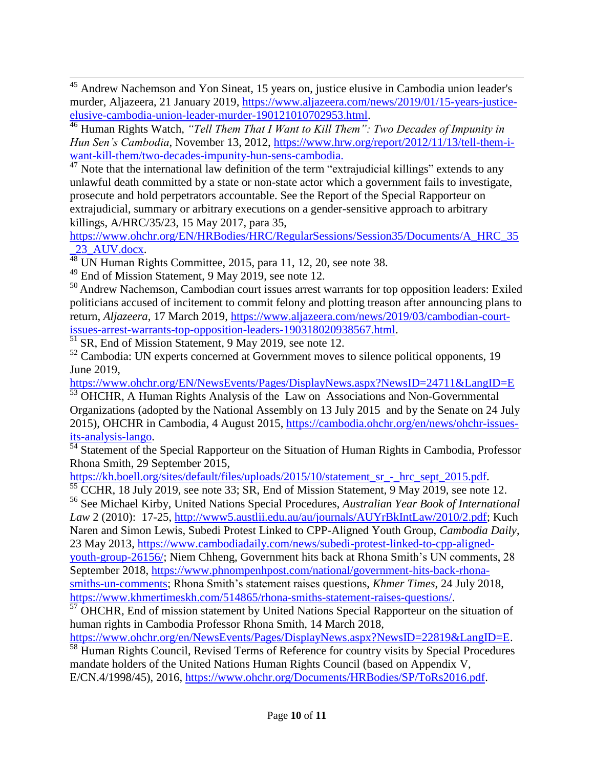[45] Andrew Nachemson and Yon Sineat, 15 years on, justice elusive in Cambodia union leader's murder, Aljazeera, 21 January 2019, https://www.aljazeera.com/news/2019/01/15-years-justice-elusive-cambodia-union-leader-murder-190121010702953.html.

[46] Human Rights Watch, *"Tell Them That I Want to Kill Them": Two Decades of Impunity in Hun Sen's Cambodia*, November 13, 2012, https://www.hrw.org/report/2012/11/13/tell-them-i-want-kill-them/two-decades-impunity-hun-sens-cambodia.

[47] Note that the international law definition of the term "extrajudicial killings" extends to any unlawful death committed by a state or non-state actor which a government fails to investigate, prosecute and hold perpetrators accountable. See the Report of the Special Rapporteur on extrajudicial, summary or arbitrary executions on a gender-sensitive approach to arbitrary killings, A/HRC/35/23, 15 May 2017, para 35, https://www.ohchr.org/EN/HRBodies/HRC/RegularSessions/Session35/Documents/A_HRC_35_23_AUV.docx.

[48] UN Human Rights Committee, 2015, para 11, 12, 20, see note 38.

[49] End of Mission Statement, 9 May 2019, see note 12.

[50] Andrew Nachemson, Cambodian court issues arrest warrants for top opposition leaders: Exiled politicians accused of incitement to commit felony and plotting treason after announcing plans to return, *Aljazeera*, 17 March 2019, https://www.aljazeera.com/news/2019/03/cambodian-court-issues-arrest-warrants-top-opposition-leaders-190318020938567.html.

[51] SR, End of Mission Statement, 9 May 2019, see note 12.

[52] Cambodia: UN experts concerned at Government moves to silence political opponents, 19 June 2019, https://www.ohchr.org/EN/NewsEvents/Pages/DisplayNews.aspx?NewsID=24711&LangID=E

[53] OHCHR, A Human Rights Analysis of the Law on Associations and Non-Governmental Organizations (adopted by the National Assembly on 13 July 2015 and by the Senate on 24 July 2015), OHCHR in Cambodia, 4 August 2015, https://cambodia.ohchr.org/en/news/ohchr-issues-its-analysis-lango.

[54] Statement of the Special Rapporteur on the Situation of Human Rights in Cambodia, Professor Rhona Smith, 29 September 2015, https://kh.boell.org/sites/default/files/uploads/2015/10/statement_sr_-_hrc_sept_2015.pdf.

[55] CCHR, 18 July 2019, see note 33; SR, End of Mission Statement, 9 May 2019, see note 12.

[56] See Michael Kirby, United Nations Special Procedures, *Australian Year Book of International Law* 2 (2010): 17-25, http://www5.austlii.edu.au/au/journals/AUYrBkIntLaw/2010/2.pdf; Kuch Naren and Simon Lewis, Subedi Protest Linked to CPP-Aligned Youth Group, *Cambodia Daily*, 23 May 2013, https://www.cambodiadaily.com/news/subedi-protest-linked-to-cpp-aligned-youth-group-26156/; Niem Chheng, Government hits back at Rhona Smith's UN comments, 28 September 2018, https://www.phnompenhpost.com/national/government-hits-back-rhona-smiths-un-comments; Rhona Smith's statement raises questions, *Khmer Times*, 24 July 2018, https://www.khmertimeskh.com/514865/rhona-smiths-statement-raises-questions/.

[57] OHCHR, End of mission statement by United Nations Special Rapporteur on the situation of human rights in Cambodia Professor Rhona Smith, 14 March 2018, https://www.ohchr.org/en/NewsEvents/Pages/DisplayNews.aspx?NewsID=22819&LangID=E.

[58] Human Rights Council, Revised Terms of Reference for country visits by Special Procedures mandate holders of the United Nations Human Rights Council (based on Appendix V, E/CN.4/1998/45), 2016, https://www.ohchr.org/Documents/HRBodies/SP/ToRs2016.pdf.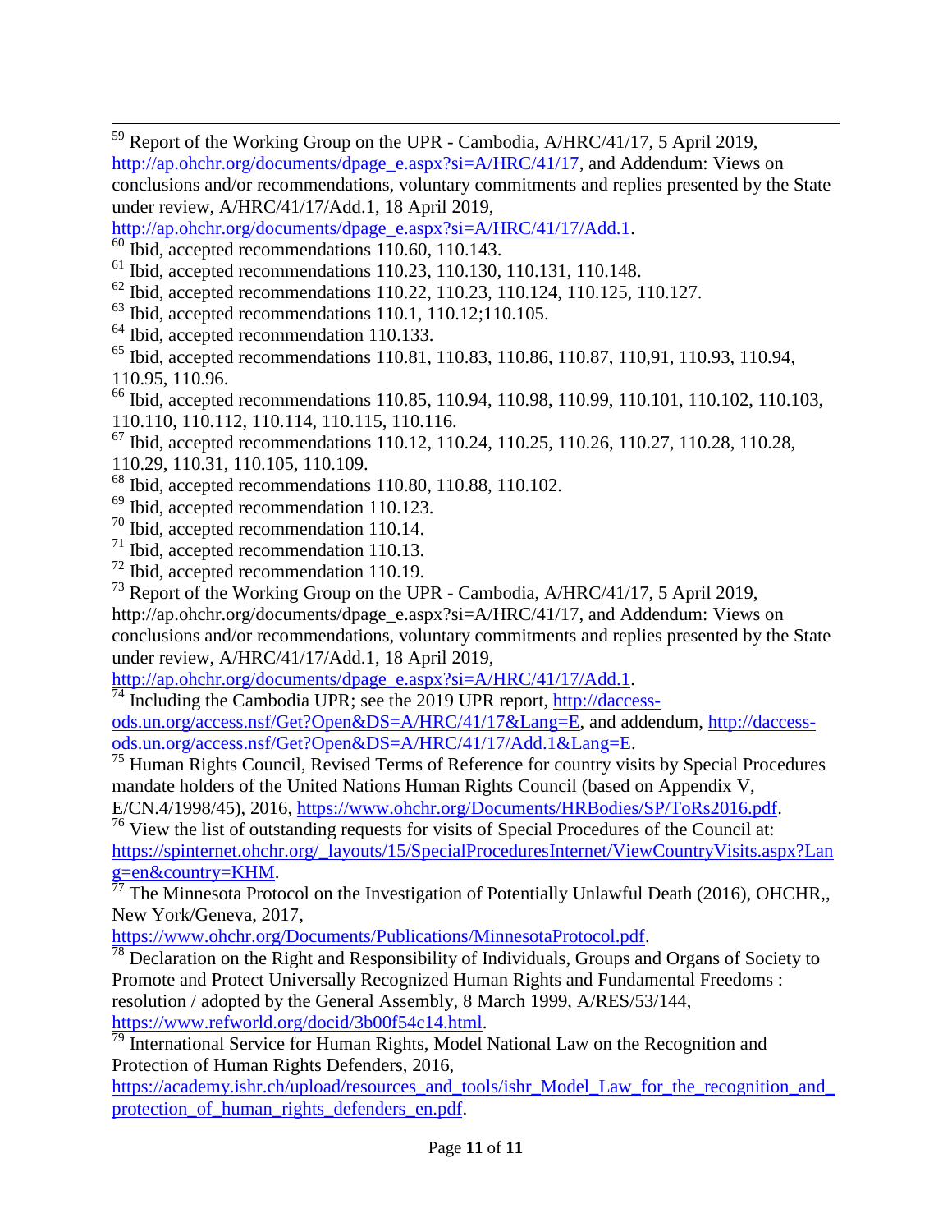[59] Report of the Working Group on the UPR - Cambodia, A/HRC/41/17, 5 April 2019, http://ap.ohchr.org/documents/dpage_e.aspx?si=A/HRC/41/17, and Addendum: Views on conclusions and/or recommendations, voluntary commitments and replies presented by the State under review, A/HRC/41/17/Add.1, 18 April 2019, http://ap.ohchr.org/documents/dpage_e.aspx?si=A/HRC/41/17/Add.1.

[60] Ibid, accepted recommendations 110.60, 110.143.

[61] Ibid, accepted recommendations 110.23, 110.130, 110.131, 110.148.

[62] Ibid, accepted recommendations 110.22, 110.23, 110.124, 110.125, 110.127.

[63] Ibid, accepted recommendations 110.1, 110.12;110.105.

[64] Ibid, accepted recommendation 110.133.

[65] Ibid, accepted recommendations 110.81, 110.83, 110.86, 110.87, 110,91, 110.93, 110.94, 110.95, 110.96.

[66] Ibid, accepted recommendations 110.85, 110.94, 110.98, 110.99, 110.101, 110.102, 110.103, 110.110, 110.112, 110.114, 110.115, 110.116.

[67] Ibid, accepted recommendations 110.12, 110.24, 110.25, 110.26, 110.27, 110.28, 110.28, 110.29, 110.31, 110.105, 110.109.

[68] Ibid, accepted recommendations 110.80, 110.88, 110.102.

[69] Ibid, accepted recommendation 110.123.

[70] Ibid, accepted recommendation 110.14.

[71] Ibid, accepted recommendation 110.13.

[72] Ibid, accepted recommendation 110.19.

[73] Report of the Working Group on the UPR - Cambodia, A/HRC/41/17, 5 April 2019, http://ap.ohchr.org/documents/dpage_e.aspx?si=A/HRC/41/17, and Addendum: Views on conclusions and/or recommendations, voluntary commitments and replies presented by the State under review, A/HRC/41/17/Add.1, 18 April 2019, http://ap.ohchr.org/documents/dpage_e.aspx?si=A/HRC/41/17/Add.1.

[74] Including the Cambodia UPR; see the 2019 UPR report, http://daccess-ods.un.org/access.nsf/Get?Open&DS=A/HRC/41/17&Lang=E, and addendum, http://daccess-ods.un.org/access.nsf/Get?Open&DS=A/HRC/41/17/Add.1&Lang=E.

[75] Human Rights Council, Revised Terms of Reference for country visits by Special Procedures mandate holders of the United Nations Human Rights Council (based on Appendix V, E/CN.4/1998/45), 2016, https://www.ohchr.org/Documents/HRBodies/SP/ToRs2016.pdf.

[76] View the list of outstanding requests for visits of Special Procedures of the Council at: https://spinternet.ohchr.org/_layouts/15/SpecialProceduresInternet/ViewCountryVisits.aspx?Lang=en&country=KHM.

[77] The Minnesota Protocol on the Investigation of Potentially Unlawful Death (2016), OHCHR,, New York/Geneva, 2017, https://www.ohchr.org/Documents/Publications/MinnesotaProtocol.pdf.

[78] Declaration on the Right and Responsibility of Individuals, Groups and Organs of Society to Promote and Protect Universally Recognized Human Rights and Fundamental Freedoms : resolution / adopted by the General Assembly, 8 March 1999, A/RES/53/144, https://www.refworld.org/docid/3b00f54c14.html.

[79] International Service for Human Rights, Model National Law on the Recognition and Protection of Human Rights Defenders, 2016, https://academy.ishr.ch/upload/resources_and_tools/ishr_Model_Law_for_the_recognition_and_protection_of_human_rights_defenders_en.pdf.